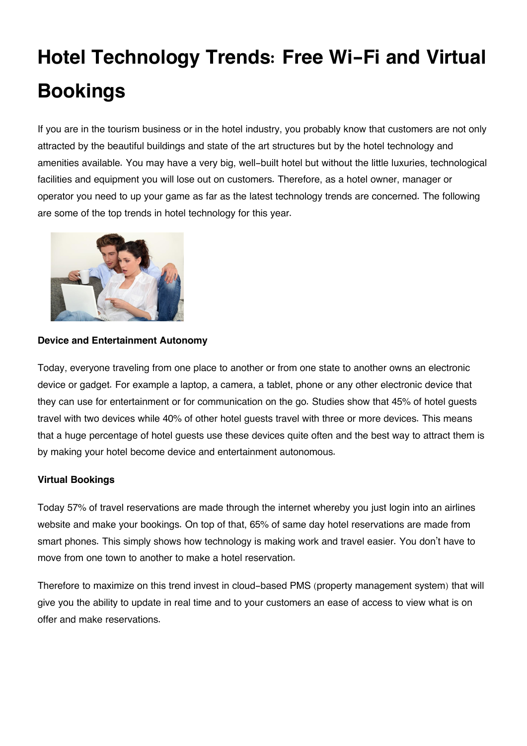# Hotel Technology Trends: Free Wi-Fi and Virtual Bookings

If you are in the tourism business or in the hotel industry, you probably know that customers are not only attracted by the beautiful buildings and state of the art structures but by the hotel technology and amenities available. You may have a very big, well-built hotel but without the little luxuries, technological facilities and equipment you will lose out on customers. Therefore, as a hotel owner, manager or operator you need to up your game as far as the latest technology trends are concerned. The following are some of the top trends in hotel technology for this year.

**Device and Entertainment Autonomy**

Today, everyone traveling from one place to another or from one state to another owns an electronic device or gadget. For example a laptop, a camera, a tablet, phone or any other electronic device that they can use for entertainment or for communication on the go. Studies show that 45% of hotel guests travel with two devices while 40% of other hotel guests travel with three or more devices. This means that a huge percentage of hotel guests use these devices quite often and the best way to attract them is by making your hotel become device and entertainment autonomous.

**Virtual Bookings**

Today 57% of travel reservations are made through the internet whereby you just login into an airlines website and make your bookings. On top of that, 65% of same day hotel reservations are made from smart phones. This simply shows how technology is making work and travel easier. You don't have to move from one town to another to make a hotel reservation.

Therefore to maximize on this trend invest in cloud-based PMS (property management system) that will give you the ability to update in real time and to your customers an ease of access to view what is on offer and make reservations.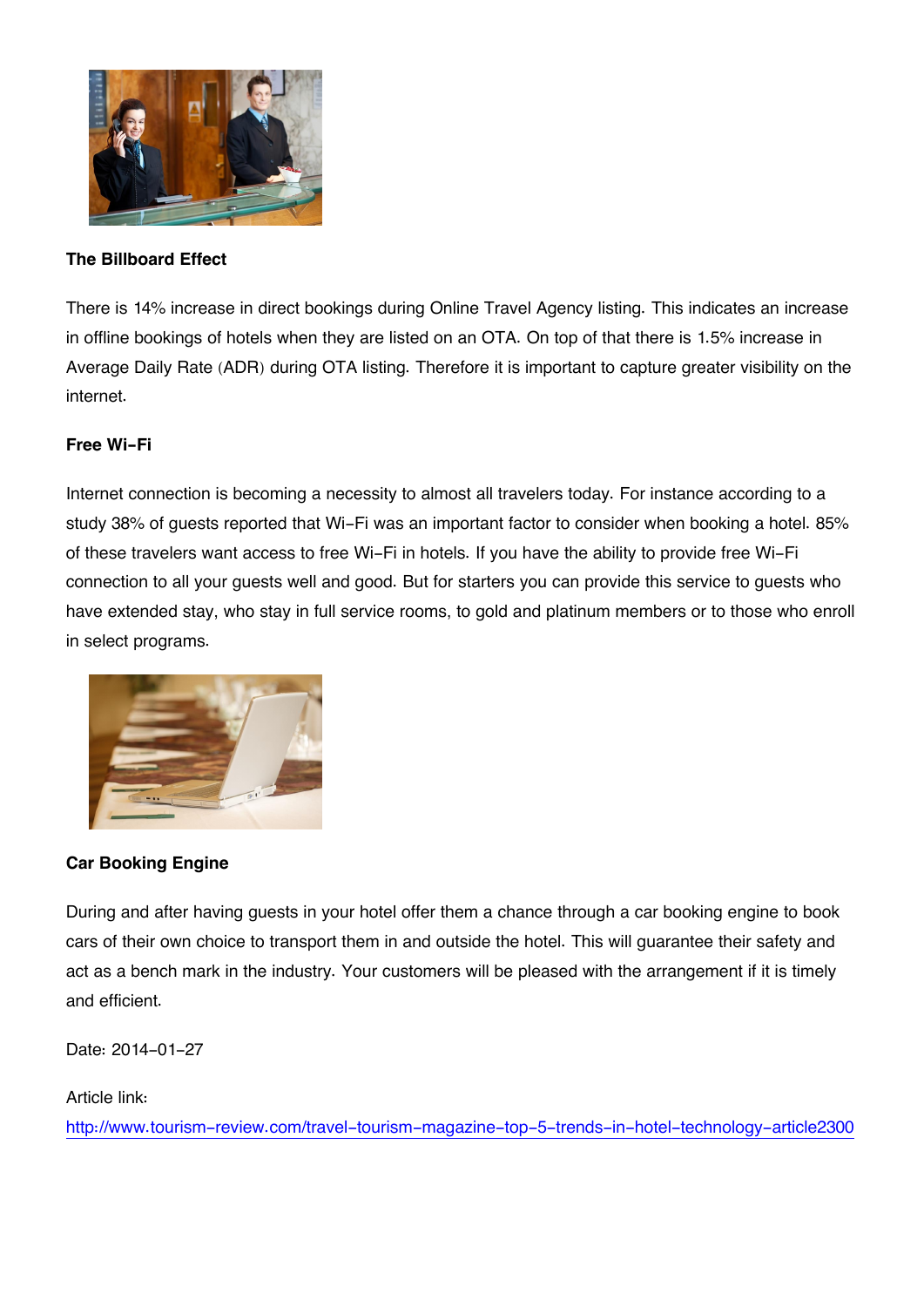**The Billboard Effect**

There is 14% increase in direct bookings during Online Travel Agency listing. This indicates an increase in offline bookings of hotels when they are listed on an OTA. On top of that there is 1.5% increase in Average Daily Rate (ADR) during OTA listing. Therefore it is important to capture greater visibility on the internet.

**Free Wi-Fi**

Internet connection is becoming a necessity to almost all travelers today. For instance according to a study 38% of guests reported that Wi-Fi was an important factor to consider when booking a hotel. 85% of these travelers want access to free Wi-Fi in hotels. If you have the ability to provide free Wi-Fi connection to all your guests well and good. But for starters you can provide this service to guests who have extended stay, who stay in full service rooms, to gold and platinum members or to those who enroll in select programs.

**Car Booking Engine**

During and after having guests in your hotel offer them a chance through a car booking engine to book cars of their own choice to transport them in and outside the hotel. This will guarantee their safety and act as a bench mark in the industry. Your customers will be pleased with the arrangement if it is timely and efficient.

Date: 2014-01-27

Article link:
http://www.tourism-review.com/travel-tourism-magazine-top-5-trends-in-hotel-technology-article2300